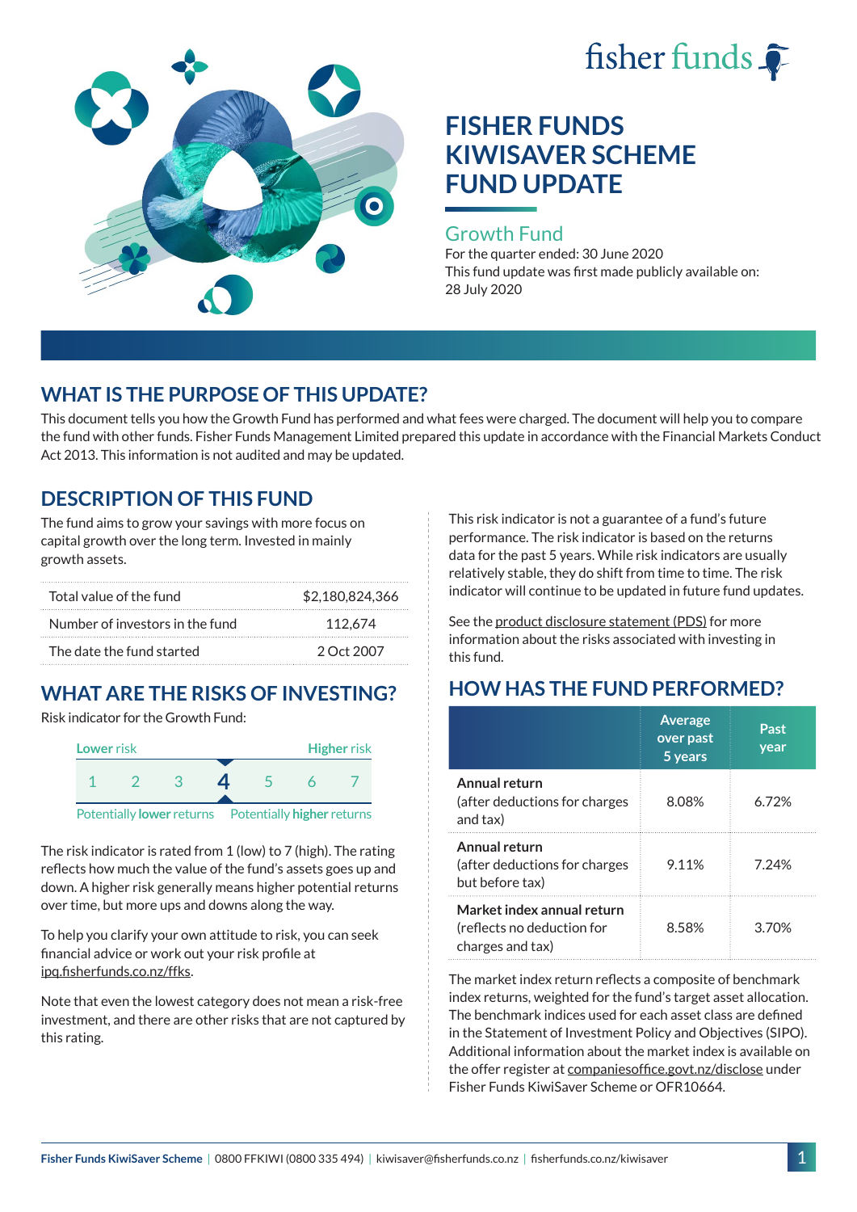fisher funds

# FISHER FUNDS KIWISAVER SCHEME FUND UPDATE

## Growth Fund

For the quarter ended: 30 June 2020

This fund update was first made publicly available on: 28 July 2020

## WHAT IS THE PURPOSE OF THIS UPDATE?

This document tells you how the Growth Fund has performed and what fees were charged. The document will help you to compare the fund with other funds. Fisher Funds Management Limited prepared this update in accordance with the Financial Markets Conduct Act 2013. This information is not audited and may be updated.

## DESCRIPTION OF THIS FUND

The fund aims to grow your savings with more focus on capital growth over the long term. Invested in mainly growth assets.

| | |
|---|---|
| Total value of the fund | $2,180,824,366 |
| Number of investors in the fund | 112,674 |
| The date the fund started | 2 Oct 2007 |

## WHAT ARE THE RISKS OF INVESTING?

Risk indicator for the Growth Fund:

| Lower risk | | | | | | Higher risk |
|---|---|---|---|---|---|---|
| 1 | 2 | 3 | **4** | 5 | 6 | 7 |

Potentially **lower** returns — Potentially **higher** returns

The risk indicator is rated from 1 (low) to 7 (high). The rating reflects how much the value of the fund's assets goes up and down. A higher risk generally means higher potential returns over time, but more ups and downs along the way.

To help you clarify your own attitude to risk, you can seek financial advice or work out your risk profile at ipq.fisherfunds.co.nz/ffks.

Note that even the lowest category does not mean a risk-free investment, and there are other risks that are not captured by this rating.

This risk indicator is not a guarantee of a fund's future performance. The risk indicator is based on the returns data for the past 5 years. While risk indicators are usually relatively stable, they do shift from time to time. The risk indicator will continue to be updated in future fund updates.

See the product disclosure statement (PDS) for more information about the risks associated with investing in this fund.

## HOW HAS THE FUND PERFORMED?

| | Average over past 5 years | Past year |
|---|---|---|
| **Annual return** (after deductions for charges and tax) | 8.08% | 6.72% |
| **Annual return** (after deductions for charges but before tax) | 9.11% | 7.24% |
| **Market index annual return** (reflects no deduction for charges and tax) | 8.58% | 3.70% |

The market index return reflects a composite of benchmark index returns, weighted for the fund's target asset allocation. The benchmark indices used for each asset class are defined in the Statement of Investment Policy and Objectives (SIPO). Additional information about the market index is available on the offer register at companiesoffice.govt.nz/disclose under Fisher Funds KiwiSaver Scheme or OFR10664.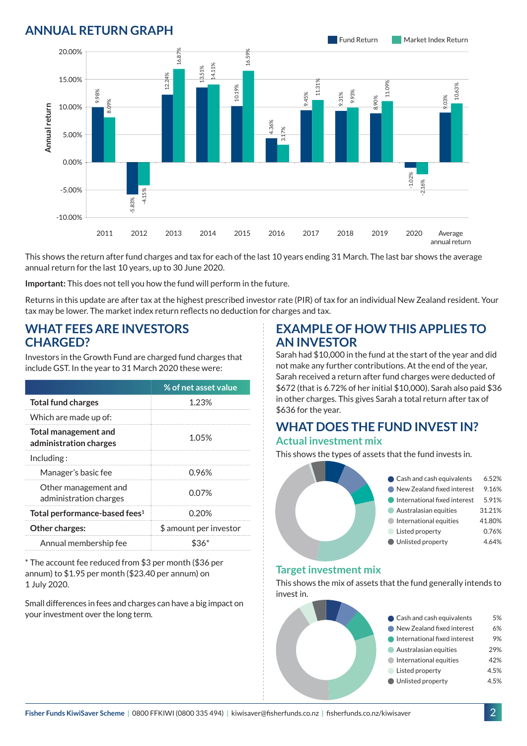## ANNUAL RETURN GRAPH

| Year | Fund Return | Market Index Return |
|---|---|---|
| 2011 | 9.98% | 8.09% |
| 2012 | -5.83% | -4.15% |
| 2013 | 12.24% | 16.87% |
| 2014 | 13.51% | 14.11% |
| 2015 | 10.19% | 16.59% |
| 2016 | 4.36% | 3.17% |
| 2017 | 9.45% | 11.31% |
| 2018 | 9.31% | 9.93% |
| 2019 | 8.90% | 11.09% |
| 2020 | -1.02% | -2.16% |
| Average annual return | 9.03% | 10.63% |

This shows the return after fund charges and tax for each of the last 10 years ending 31 March. The last bar shows the average annual return for the last 10 years, up to 30 June 2020.

**Important:** This does not tell you how the fund will perform in the future.

Returns in this update are after tax at the highest prescribed investor rate (PIR) of tax for an individual New Zealand resident. Your tax may be lower. The market index return reflects no deduction for charges and tax.

## WHAT FEES ARE INVESTORS CHARGED?

Investors in the Growth Fund are charged fund charges that include GST. In the year to 31 March 2020 these were:

| | % of net asset value |
|---|---|
| **Total fund charges** | 1.23% |
| Which are made up of: | |
| **Total management and administration charges** | 1.05% |
| Including: | |
| Manager's basic fee | 0.96% |
| Other management and administration charges | 0.07% |
| **Total performance-based fees**[1] | 0.20% |
| **Other charges:** | $ amount per investor |
| Annual membership fee | $36* |

* The account fee reduced from $3 per month ($36 per annum) to $1.95 per month ($23.40 per annum) on 1 July 2020.

Small differences in fees and charges can have a big impact on your investment over the long term.

## EXAMPLE OF HOW THIS APPLIES TO AN INVESTOR

Sarah had $10,000 in the fund at the start of the year and did not make any further contributions. At the end of the year, Sarah received a return after fund charges were deducted of $672 (that is 6.72% of her initial $10,000). Sarah also paid $36 in other charges. This gives Sarah a total return after tax of $636 for the year.

## WHAT DOES THE FUND INVEST IN?

### Actual investment mix

This shows the types of assets that the fund invests in.

| Asset | % |
|---|---|
| Cash and cash equivalents | 6.52% |
| New Zealand fixed interest | 9.16% |
| International fixed interest | 5.91% |
| Australasian equities | 31.21% |
| International equities | 41.80% |
| Listed property | 0.76% |
| Unlisted property | 4.64% |

### Target investment mix

This shows the mix of assets that the fund generally intends to invest in.

| Asset | % |
|---|---|
| Cash and cash equivalents | 5% |
| New Zealand fixed interest | 6% |
| International fixed interest | 9% |
| Australasian equities | 29% |
| International equities | 42% |
| Listed property | 4.5% |
| Unlisted property | 4.5% |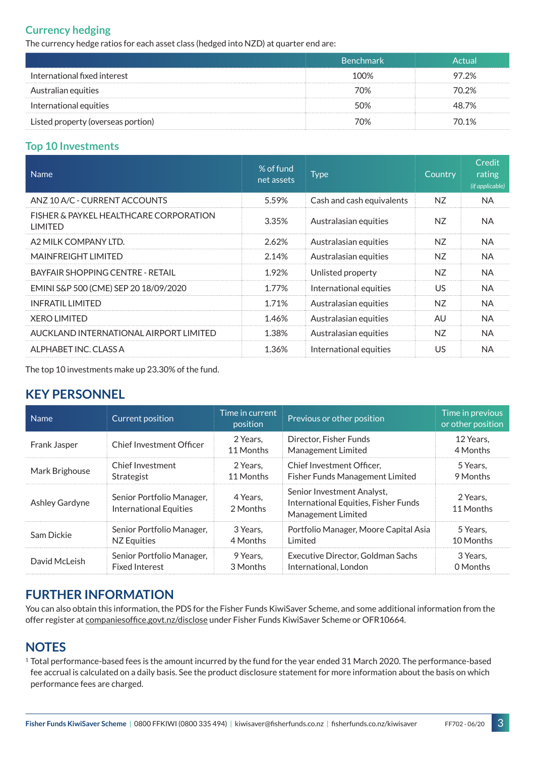## Currency hedging

The currency hedge ratios for each asset class (hedged into NZD) at quarter end are:

| | Benchmark | Actual |
|---|---|---|
| International fixed interest | 100% | 97.2% |
| Australian equities | 70% | 70.2% |
| International equities | 50% | 48.7% |
| Listed property (overseas portion) | 70% | 70.1% |

## Top 10 Investments

| Name | % of fund net assets | Type | Country | Credit rating *(if applicable)* |
|---|---|---|---|---|
| ANZ 10 A/C - CURRENT ACCOUNTS | 5.59% | Cash and cash equivalents | NZ | NA |
| FISHER & PAYKEL HEALTHCARE CORPORATION LIMITED | 3.35% | Australasian equities | NZ | NA |
| A2 MILK COMPANY LTD. | 2.62% | Australasian equities | NZ | NA |
| MAINFREIGHT LIMITED | 2.14% | Australasian equities | NZ | NA |
| BAYFAIR SHOPPING CENTRE - RETAIL | 1.92% | Unlisted property | NZ | NA |
| EMINI S&P 500 (CME) SEP 20 18/09/2020 | 1.77% | International equities | US | NA |
| INFRATIL LIMITED | 1.71% | Australasian equities | NZ | NA |
| XERO LIMITED | 1.46% | Australasian equities | AU | NA |
| AUCKLAND INTERNATIONAL AIRPORT LIMITED | 1.38% | Australasian equities | NZ | NA |
| ALPHABET INC. CLASS A | 1.36% | International equities | US | NA |

The top 10 investments make up 23.30% of the fund.

## KEY PERSONNEL

| Name | Current position | Time in current position | Previous or other position | Time in previous or other position |
|---|---|---|---|---|
| Frank Jasper | Chief Investment Officer | 2 Years, 11 Months | Director, Fisher Funds Management Limited | 12 Years, 4 Months |
| Mark Brighouse | Chief Investment Strategist | 2 Years, 11 Months | Chief Investment Officer, Fisher Funds Management Limited | 5 Years, 9 Months |
| Ashley Gardyne | Senior Portfolio Manager, International Equities | 4 Years, 2 Months | Senior Investment Analyst, International Equities, Fisher Funds Management Limited | 2 Years, 11 Months |
| Sam Dickie | Senior Portfolio Manager, NZ Equities | 3 Years, 4 Months | Portfolio Manager, Moore Capital Asia Limited | 5 Years, 10 Months |
| David McLeish | Senior Portfolio Manager, Fixed Interest | 9 Years, 3 Months | Executive Director, Goldman Sachs International, London | 3 Years, 0 Months |

## FURTHER INFORMATION

You can also obtain this information, the PDS for the Fisher Funds KiwiSaver Scheme, and some additional information from the offer register at companiesoffice.govt.nz/disclose under Fisher Funds KiwiSaver Scheme or OFR10664.

## NOTES

[1] Total performance-based fees is the amount incurred by the fund for the year ended 31 March 2020. The performance-based fee accrual is calculated on a daily basis. See the product disclosure statement for more information about the basis on which performance fees are charged.